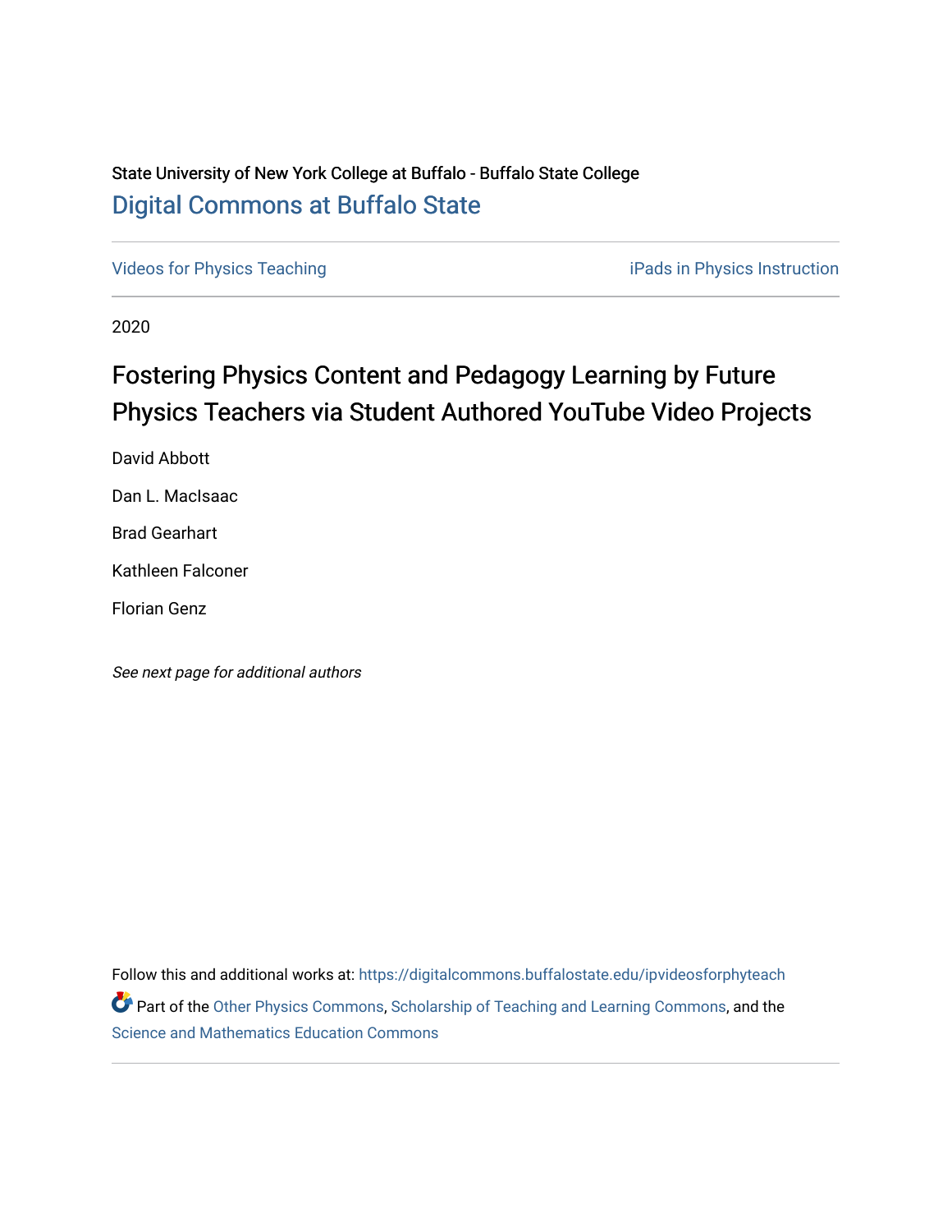State University of New York College at Buffalo - Buffalo State College

Digital Commons at Buffalo State

Videos for Physics Teaching | iPads in Physics Instruction

2020

# Fostering Physics Content and Pedagogy Learning by Future Physics Teachers via Student Authored YouTube Video Projects

David Abbott

Dan L. MacIsaac

Brad Gearhart

Kathleen Falconer

Florian Genz

*See next page for additional authors*

Follow this and additional works at: https://digitalcommons.buffalostate.edu/ipvideosforphyteach

Part of the Other Physics Commons, Scholarship of Teaching and Learning Commons, and the Science and Mathematics Education Commons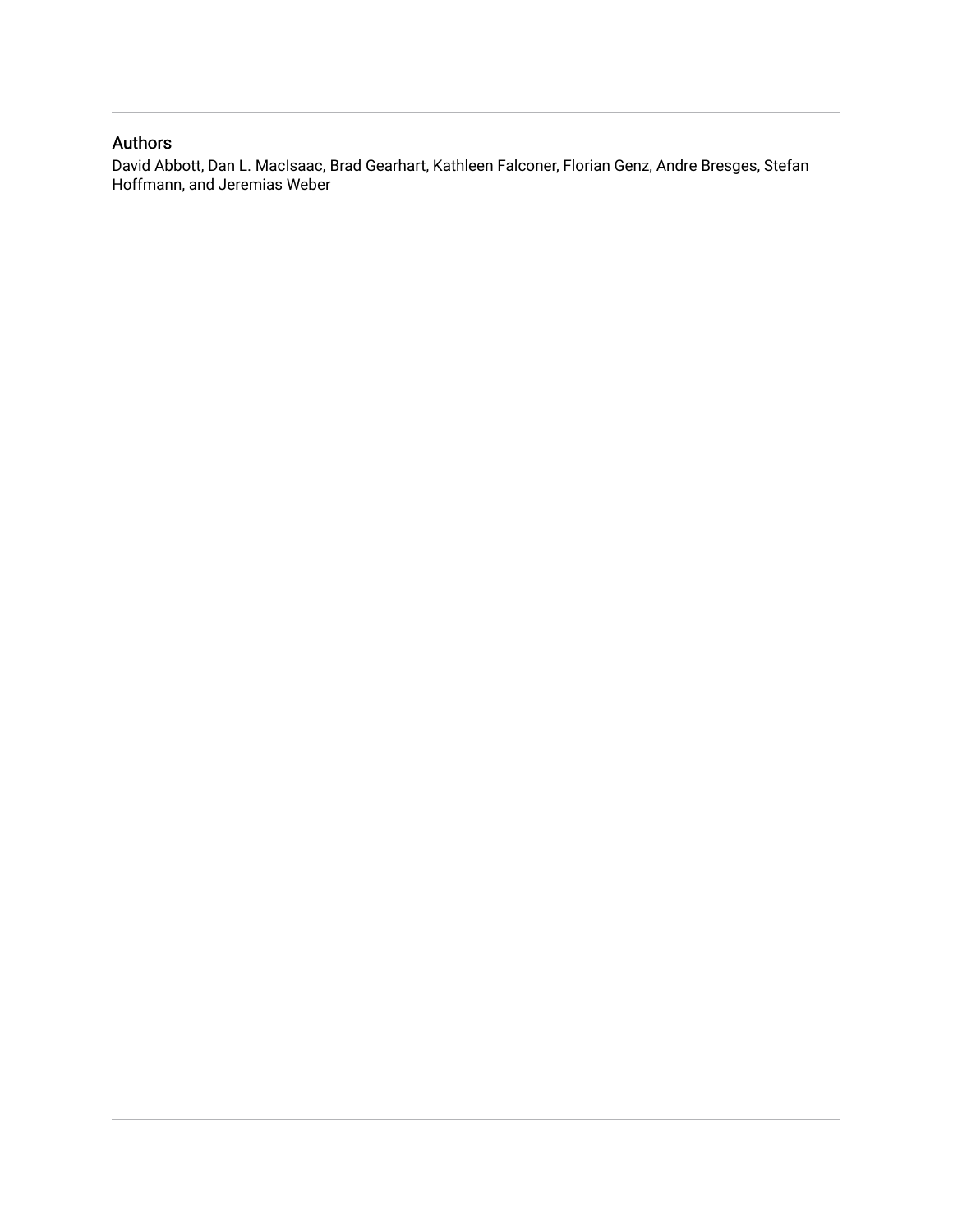## Authors

David Abbott, Dan L. MacIsaac, Brad Gearhart, Kathleen Falconer, Florian Genz, Andre Bresges, Stefan Hoffmann, and Jeremias Weber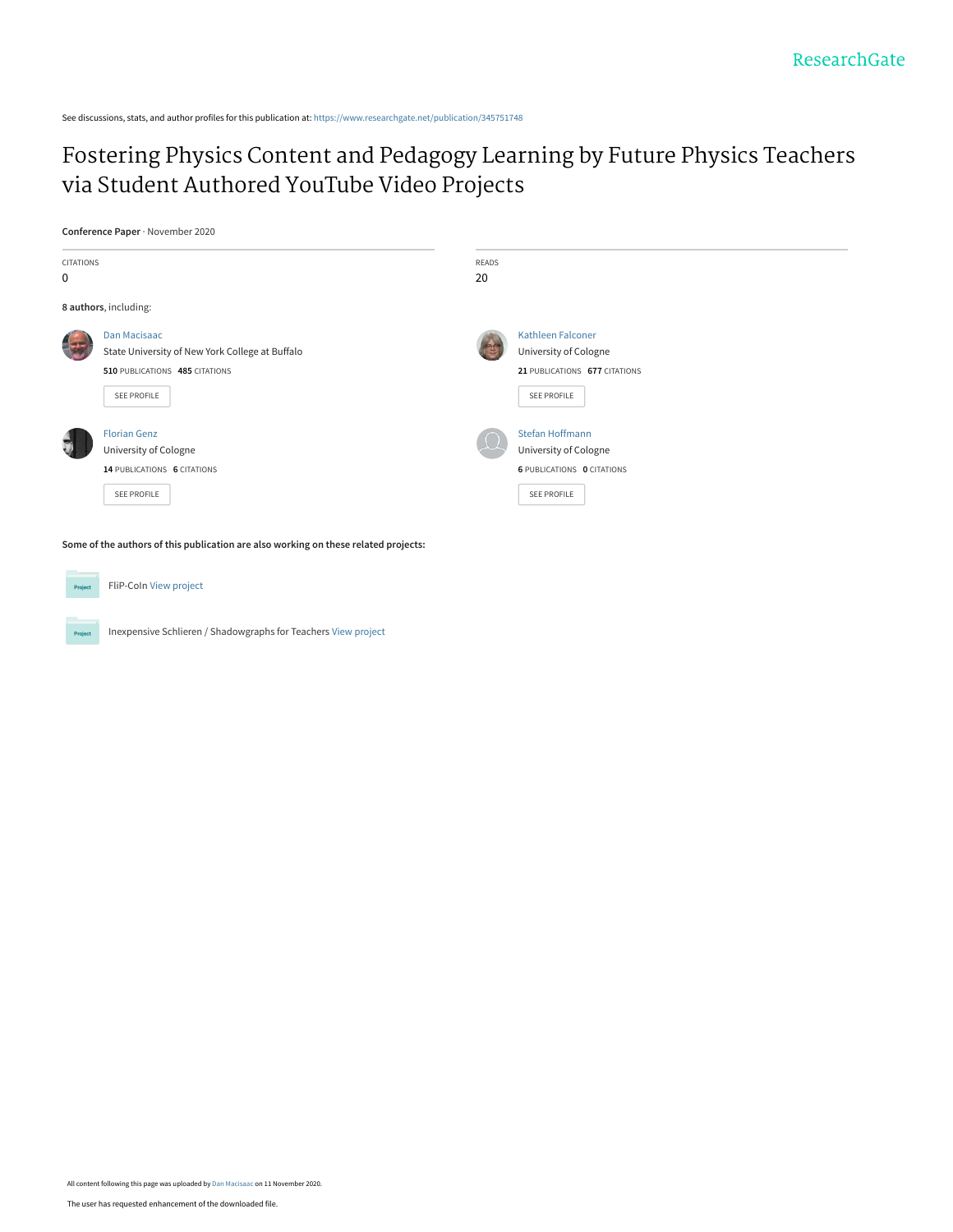See discussions, stats, and author profiles for this publication at: https://www.researchgate.net/publication/345751748

# Fostering Physics Content and Pedagogy Learning by Future Physics Teachers via Student Authored YouTube Video Projects

**Conference Paper** · November 2020

CITATIONS
0

READS
20

**8 authors**, including:

Dan Macisaac
State University of New York College at Buffalo
**510** PUBLICATIONS **485** CITATIONS
SEE PROFILE

Kathleen Falconer
University of Cologne
**21** PUBLICATIONS **677** CITATIONS
SEE PROFILE

Florian Genz
University of Cologne
**14** PUBLICATIONS **6** CITATIONS
SEE PROFILE

Stefan Hoffmann
University of Cologne
**6** PUBLICATIONS **0** CITATIONS
SEE PROFILE

**Some of the authors of this publication are also working on these related projects:**

FliP-CoIn View project

Inexpensive Schlieren / Shadowgraphs for Teachers View project

All content following this page was uploaded by Dan Macisaac on 11 November 2020.

The user has requested enhancement of the downloaded file.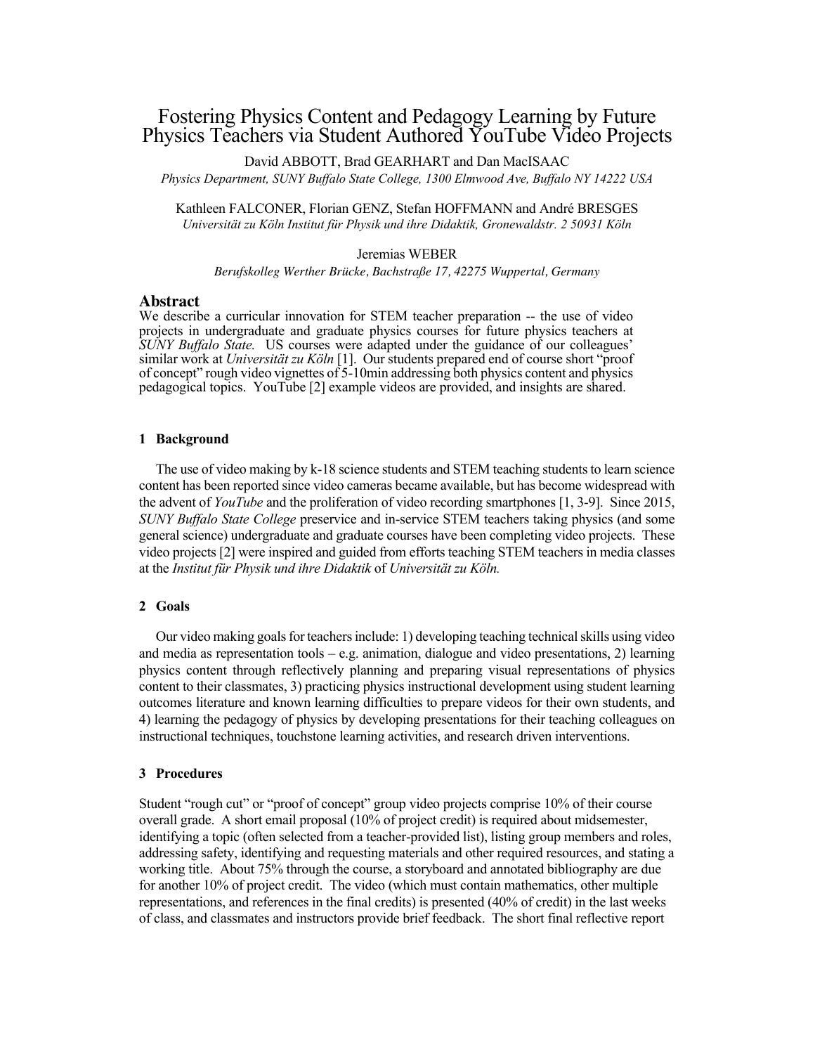# Fostering Physics Content and Pedagogy Learning by Future Physics Teachers via Student Authored YouTube Video Projects

David ABBOTT, Brad GEARHART and Dan MacISAAC

*Physics Department, SUNY Buffalo State College, 1300 Elmwood Ave, Buffalo NY 14222 USA*

Kathleen FALCONER, Florian GENZ, Stefan HOFFMANN and André BRESGES

*Universität zu Köln Institut für Physik und ihre Didaktik, Gronewaldstr. 2 50931 Köln*

Jeremias WEBER

*Berufskolleg Werther Brücke, Bachstraße 17, 42275 Wuppertal, Germany*

## Abstract

We describe a curricular innovation for STEM teacher preparation -- the use of video projects in undergraduate and graduate physics courses for future physics teachers at *SUNY Buffalo State.* US courses were adapted under the guidance of our colleagues' similar work at *Universität zu Köln* [1]. Our students prepared end of course short "proof of concept" rough video vignettes of 5-10min addressing both physics content and physics pedagogical topics. YouTube [2] example videos are provided, and insights are shared.

### 1 Background

The use of video making by k-18 science students and STEM teaching students to learn science content has been reported since video cameras became available, but has become widespread with the advent of *YouTube* and the proliferation of video recording smartphones [1, 3-9]. Since 2015, *SUNY Buffalo State College* preservice and in-service STEM teachers taking physics (and some general science) undergraduate and graduate courses have been completing video projects. These video projects [2] were inspired and guided from efforts teaching STEM teachers in media classes at the *Institut für Physik und ihre Didaktik* of *Universität zu Köln.*

### 2 Goals

Our video making goals for teachers include: 1) developing teaching technical skills using video and media as representation tools – e.g. animation, dialogue and video presentations, 2) learning physics content through reflectively planning and preparing visual representations of physics content to their classmates, 3) practicing physics instructional development using student learning outcomes literature and known learning difficulties to prepare videos for their own students, and 4) learning the pedagogy of physics by developing presentations for their teaching colleagues on instructional techniques, touchstone learning activities, and research driven interventions.

### 3 Procedures

Student "rough cut" or "proof of concept" group video projects comprise 10% of their course overall grade. A short email proposal (10% of project credit) is required about midsemester, identifying a topic (often selected from a teacher-provided list), listing group members and roles, addressing safety, identifying and requesting materials and other required resources, and stating a working title. About 75% through the course, a storyboard and annotated bibliography are due for another 10% of project credit. The video (which must contain mathematics, other multiple representations, and references in the final credits) is presented (40% of credit) in the last weeks of class, and classmates and instructors provide brief feedback. The short final reflective report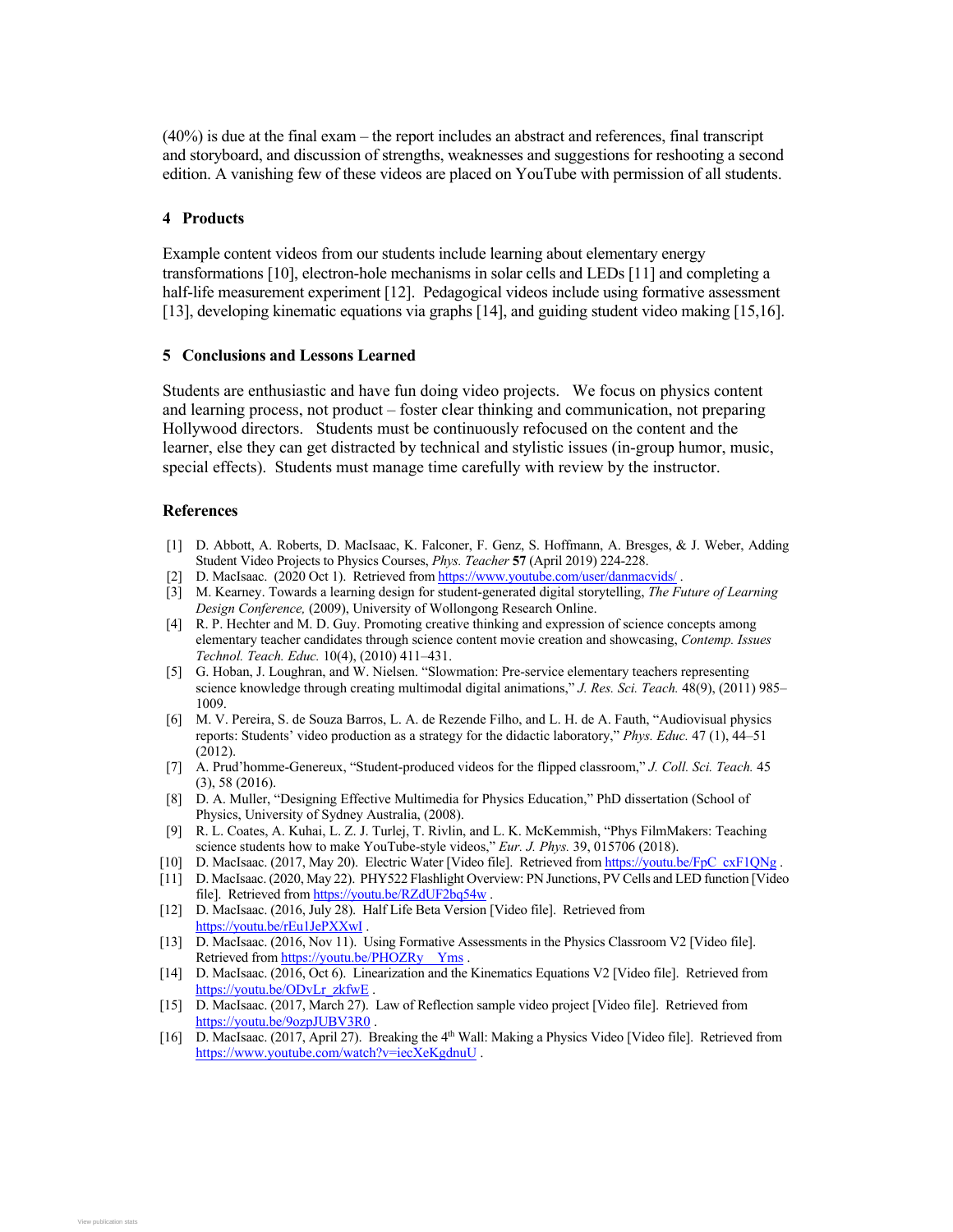(40%) is due at the final exam – the report includes an abstract and references, final transcript and storyboard, and discussion of strengths, weaknesses and suggestions for reshooting a second edition. A vanishing few of these videos are placed on YouTube with permission of all students.

## 4 Products

Example content videos from our students include learning about elementary energy transformations [10], electron-hole mechanisms in solar cells and LEDs [11] and completing a half-life measurement experiment [12]. Pedagogical videos include using formative assessment [13], developing kinematic equations via graphs [14], and guiding student video making [15,16].

## 5 Conclusions and Lessons Learned

Students are enthusiastic and have fun doing video projects. We focus on physics content and learning process, not product – foster clear thinking and communication, not preparing Hollywood directors. Students must be continuously refocused on the content and the learner, else they can get distracted by technical and stylistic issues (in-group humor, music, special effects). Students must manage time carefully with review by the instructor.

## References

[1] D. Abbott, A. Roberts, D. MacIsaac, K. Falconer, F. Genz, S. Hoffmann, A. Bresges, & J. Weber, Adding Student Video Projects to Physics Courses, *Phys. Teacher* **57** (April 2019) 224-228.

[2] D. MacIsaac. (2020 Oct 1). Retrieved from https://www.youtube.com/user/danmacvids/ .

[3] M. Kearney. Towards a learning design for student-generated digital storytelling, *The Future of Learning Design Conference,* (2009), University of Wollongong Research Online.

[4] R. P. Hechter and M. D. Guy. Promoting creative thinking and expression of science concepts among elementary teacher candidates through science content movie creation and showcasing, *Contemp. Issues Technol. Teach. Educ.* 10(4), (2010) 411–431.

[5] G. Hoban, J. Loughran, and W. Nielsen. "Slowmation: Pre-service elementary teachers representing science knowledge through creating multimodal digital animations," *J. Res. Sci. Teach.* 48(9), (2011) 985–1009.

[6] M. V. Pereira, S. de Souza Barros, L. A. de Rezende Filho, and L. H. de A. Fauth, "Audiovisual physics reports: Students' video production as a strategy for the didactic laboratory," *Phys. Educ.* 47 (1), 44–51 (2012).

[7] A. Prud'homme-Genereux, "Student-produced videos for the flipped classroom," *J. Coll. Sci. Teach.* 45 (3), 58 (2016).

[8] D. A. Muller, "Designing Effective Multimedia for Physics Education," PhD dissertation (School of Physics, University of Sydney Australia, (2008).

[9] R. L. Coates, A. Kuhai, L. Z. J. Turlej, T. Rivlin, and L. K. McKemmish, "Phys FilmMakers: Teaching science students how to make YouTube-style videos," *Eur. J. Phys.* 39, 015706 (2018).

[10] D. MacIsaac. (2017, May 20). Electric Water [Video file]. Retrieved from https://youtu.be/FpC_cxF1QNg .

[11] D. MacIsaac. (2020, May 22). PHY522 Flashlight Overview: PN Junctions, PV Cells and LED function [Video file]. Retrieved from https://youtu.be/RZdUF2bq54w .

[12] D. MacIsaac. (2016, July 28). Half Life Beta Version [Video file]. Retrieved from https://youtu.be/rEu1JePXXwI .

[13] D. MacIsaac. (2016, Nov 11). Using Formative Assessments in the Physics Classroom V2 [Video file]. Retrieved from https://youtu.be/PHOZRy__Yms .

[14] D. MacIsaac. (2016, Oct 6). Linearization and the Kinematics Equations V2 [Video file]. Retrieved from https://youtu.be/ODvLr_zkfwE .

[15] D. MacIsaac. (2017, March 27). Law of Reflection sample video project [Video file]. Retrieved from https://youtu.be/9ozpJUBV3R0 .

[16] D. MacIsaac. (2017, April 27). Breaking the 4th Wall: Making a Physics Video [Video file]. Retrieved from https://www.youtube.com/watch?v=iecXeKgdnuU .